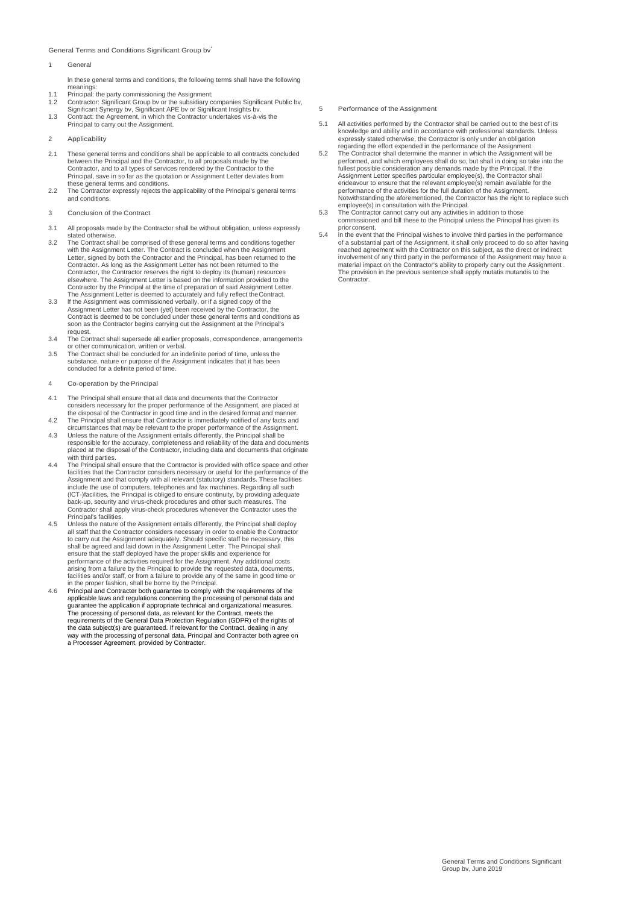General Terms and Conditions Significant Group bv*

## 1 General

In these general terms and conditions, the following terms shall have the following meanings:

1.1 Principal: the party commissioning the Assignment;

1.2 Contractor: Significant Group bv or the subsidiary companies Significant Public bv, Significant Synergy bv, Significant APE bv or Significant Insights bv.

1.3 Contract: the Agreement, in which the Contractor undertakes vis-à-vis the Principal to carry out the Assignment.

## 2 Applicability

2.1 These general terms and conditions shall be applicable to all contracts concluded between the Principal and the Contractor, to all proposals made by the Contractor, and to all types of services rendered by the Contractor to the Principal, save in so far as the quotation or Assignment Letter deviates from these general terms and conditions.

2.2 The Contractor expressly rejects the applicability of the Principal's general terms and conditions.

## 3 Conclusion of the Contract

3.1 All proposals made by the Contractor shall be without obligation, unless expressly stated otherwise.

3.2 The Contract shall be comprised of these general terms and conditions together with the Assignment Letter. The Contract is concluded when the Assignment Letter, signed by both the Contractor and the Principal, has been returned to the Contractor. As long as the Assignment Letter has not been returned to the Contractor, the Contractor reserves the right to deploy its (human) resources elsewhere. The Assignment Letter is based on the information provided to the Contractor by the Principal at the time of preparation of said Assignment Letter. The Assignment Letter is deemed to accurately and fully reflect the Contract.

3.3 If the Assignment was commissioned verbally, or if a signed copy of the Assignment Letter has not been (yet) been received by the Contractor, the Contract is deemed to be concluded under these general terms and conditions as soon as the Contractor begins carrying out the Assignment at the Principal's request.

3.4 The Contract shall supersede all earlier proposals, correspondence, arrangements or other communication, written or verbal.

3.5 The Contract shall be concluded for an indefinite period of time, unless the substance, nature or purpose of the Assignment indicates that it has been concluded for a definite period of time.

## 4 Co-operation by the Principal

4.1 The Principal shall ensure that all data and documents that the Contractor considers necessary for the proper performance of the Assignment, are placed at the disposal of the Contractor in good time and in the desired format and manner.

4.2 The Principal shall ensure that Contractor is immediately notified of any facts and circumstances that may be relevant to the proper performance of the Assignment.

4.3 Unless the nature of the Assignment entails differently, the Principal shall be responsible for the accuracy, completeness and reliability of the data and documents placed at the disposal of the Contractor, including data and documents that originate with third parties.

4.4 The Principal shall ensure that the Contractor is provided with office space and other facilities that the Contractor considers necessary or useful for the performance of the Assignment and that comply with all relevant (statutory) standards. These facilities include the use of computers, telephones and fax machines. Regarding all such (ICT-)facilities, the Principal is obliged to ensure continuity, by providing adequate back-up, security and virus-check procedures and other such measures. The Contractor shall apply virus-check procedures whenever the Contractor uses the Principal's facilities.

4.5 Unless the nature of the Assignment entails differently, the Principal shall deploy all staff that the Contractor considers necessary in order to enable the Contractor to carry out the Assignment adequately. Should specific staff be necessary, this shall be agreed and laid down in the Assignment Letter. The Principal shall ensure that the staff deployed have the proper skills and experience for performance of the activities required for the Assignment. Any additional costs arising from a failure by the Principal to provide the requested data, documents, facilities and/or staff, or from a failure to provide any of the same in good time or in the proper fashion, shall be borne by the Principal.

4.6 Principal and Contracter both guarantee to comply with the requirements of the applicable laws and regulations concerning the processing of personal data and guarantee the application if appropriate technical and organizational measures. The processing of personal data, as relevant for the Contract, meets the requirements of the General Data Protection Regulation (GDPR) of the rights of the data subject(s) are guaranteed. If relevant for the Contract, dealing in any way with the processing of personal data, Principal and Contracter both agree on a Processer Agreement, provided by Contracter.

## 5 Performance of the Assignment

5.1 All activities performed by the Contractor shall be carried out to the best of its knowledge and ability and in accordance with professional standards. Unless expressly stated otherwise, the Contractor is only under an obligation regarding the effort expended in the performance of the Assignment.

5.2 The Contractor shall determine the manner in which the Assignment will be performed, and which employees shall do so, but shall in doing so take into the fullest possible consideration any demands made by the Principal. If the Assignment Letter specifies particular employee(s), the Contractor shall endeavour to ensure that the relevant employee(s) remain available for the performance of the activities for the full duration of the Assignment. Notwithstanding the aforementioned, the Contractor has the right to replace such employee(s) in consultation with the Principal.

5.3 The Contractor cannot carry out any activities in addition to those commissioned and bill these to the Principal unless the Principal has given its prior consent.

5.4 In the event that the Principal wishes to involve third parties in the performance of a substantial part of the Assignment, it shall only proceed to do so after having reached agreement with the Contractor on this subject, as the direct or indirect involvement of any third party in the performance of the Assignment may have a material impact on the Contractor's ability to properly carry out the Assignment . The provision in the previous sentence shall apply mutatis mutandis to the Contractor.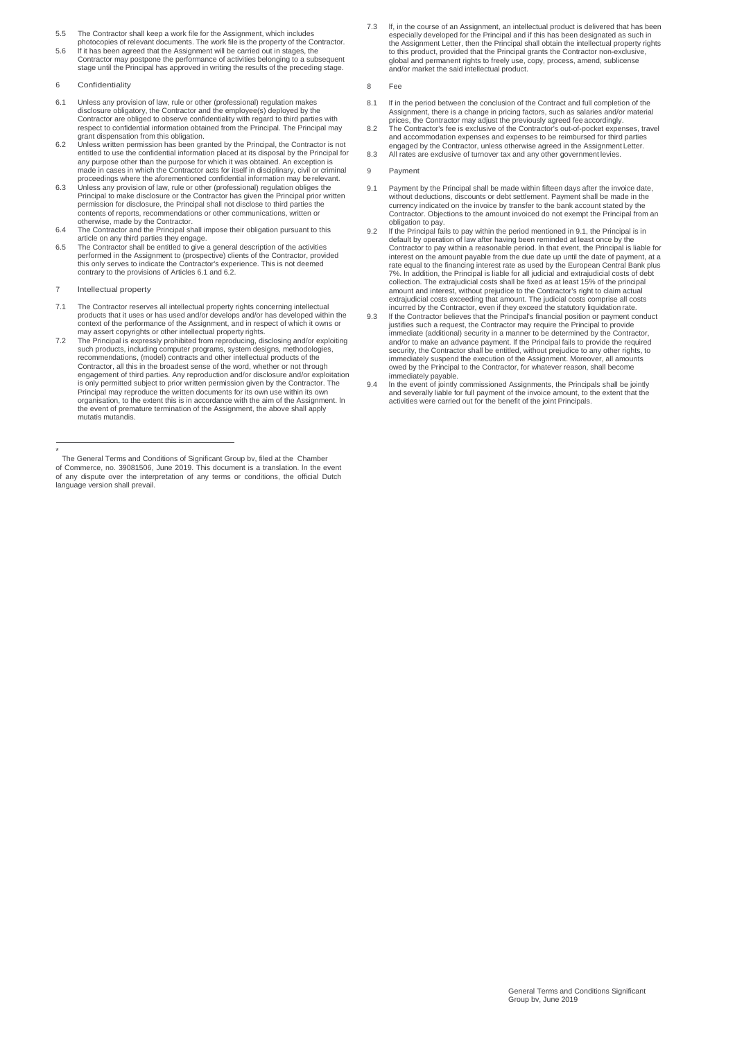5.5 The Contractor shall keep a work file for the Assignment, which includes photocopies of relevant documents. The work file is the property of the Contractor.

5.6 If it has been agreed that the Assignment will be carried out in stages, the Contractor may postpone the performance of activities belonging to a subsequent stage until the Principal has approved in writing the results of the preceding stage.

## 6 Confidentiality

6.1 Unless any provision of law, rule or other (professional) regulation makes disclosure obligatory, the Contractor and the employee(s) deployed by the Contractor are obliged to observe confidentiality with regard to third parties with respect to confidential information obtained from the Principal. The Principal may grant dispensation from this obligation.

6.2 Unless written permission has been granted by the Principal, the Contractor is not entitled to use the confidential information placed at its disposal by the Principal for any purpose other than the purpose for which it was obtained. An exception is made in cases in which the Contractor acts for itself in disciplinary, civil or criminal proceedings where the aforementioned confidential information may be relevant.

6.3 Unless any provision of law, rule or other (professional) regulation obliges the Principal to make disclosure or the Contractor has given the Principal prior written permission for disclosure, the Principal shall not disclose to third parties the contents of reports, recommendations or other communications, written or otherwise, made by the Contractor.

6.4 The Contractor and the Principal shall impose their obligation pursuant to this article on any third parties they engage.

6.5 The Contractor shall be entitled to give a general description of the activities performed in the Assignment to (prospective) clients of the Contractor, provided this only serves to indicate the Contractor's experience. This is not deemed contrary to the provisions of Articles 6.1 and 6.2.

## 7 Intellectual property

7.1 The Contractor reserves all intellectual property rights concerning intellectual products that it uses or has used and/or develops and/or has developed within the context of the performance of the Assignment, and in respect of which it owns or may assert copyrights or other intellectual property rights.

7.2 The Principal is expressly prohibited from reproducing, disclosing and/or exploiting such products, including computer programs, system designs, methodologies, recommendations, (model) contracts and other intellectual products of the Contractor, all this in the broadest sense of the word, whether or not through engagement of third parties. Any reproduction and/or disclosure and/or exploitation is only permitted subject to prior written permission given by the Contractor. The Principal may reproduce the written documents for its own use within its own organisation, to the extent this is in accordance with the aim of the Assignment. In the event of premature termination of the Assignment, the above shall apply mutatis mutandis.

7.3 If, in the course of an Assignment, an intellectual product is delivered that has been especially developed for the Principal and if this has been designated as such in the Assignment Letter, then the Principal shall obtain the intellectual property rights to this product, provided that the Principal grants the Contractor non-exclusive, global and permanent rights to freely use, copy, process, amend, sublicense and/or market the said intellectual product.

## 8 Fee

8.1 If in the period between the conclusion of the Contract and full completion of the Assignment, there is a change in pricing factors, such as salaries and/or material prices, the Contractor may adjust the previously agreed fee accordingly.

8.2 The Contractor's fee is exclusive of the Contractor's out-of-pocket expenses, travel and accommodation expenses and expenses to be reimbursed for third parties engaged by the Contractor, unless otherwise agreed in the Assignment Letter.

8.3 All rates are exclusive of turnover tax and any other government levies.

## 9 Payment

9.1 Payment by the Principal shall be made within fifteen days after the invoice date, without deductions, discounts or debt settlement. Payment shall be made in the currency indicated on the invoice by transfer to the bank account stated by the Contractor. Objections to the amount invoiced do not exempt the Principal from an obligation to pay.

9.2 If the Principal fails to pay within the period mentioned in 9.1, the Principal is in default by operation of law after having been reminded at least once by the Contractor to pay within a reasonable period. In that event, the Principal is liable for interest on the amount payable from the due date up until the date of payment, at a rate equal to the financing interest rate as used by the European Central Bank plus 7%. In addition, the Principal is liable for all judicial and extrajudicial costs of debt collection. The extrajudicial costs shall be fixed as at least 15% of the principal amount and interest, without prejudice to the Contractor's right to claim actual extrajudicial costs exceeding that amount. The judicial costs comprise all costs incurred by the Contractor, even if they exceed the statutory liquidation rate.

9.3 If the Contractor believes that the Principal's financial position or payment conduct justifies such a request, the Contractor may require the Principal to provide immediate (additional) security in a manner to be determined by the Contractor, and/or to make an advance payment. If the Principal fails to provide the required security, the Contractor shall be entitled, without prejudice to any other rights, to immediately suspend the execution of the Assignment. Moreover, all amounts owed by the Principal to the Contractor, for whatever reason, shall become immediately payable.

9.4 In the event of jointly commissioned Assignments, the Principals shall be jointly and severally liable for full payment of the invoice amount, to the extent that the activities were carried out for the benefit of the joint Principals.

---

* The General Terms and Conditions of Significant Group bv, filed at the Chamber of Commerce, no. 39081506, June 2019. This document is a translation. In the event of any dispute over the interpretation of any terms or conditions, the official Dutch language version shall prevail.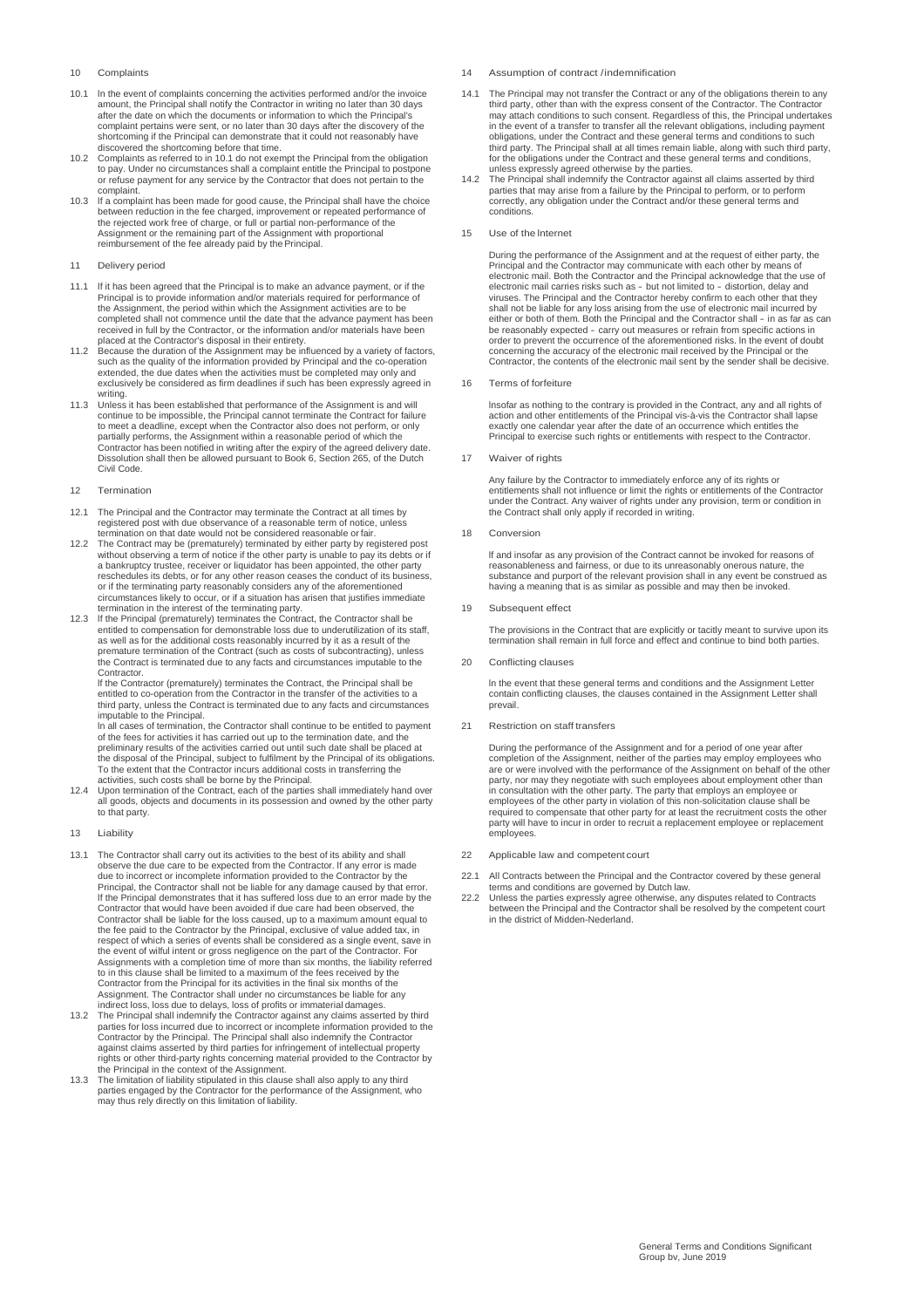## 10 Complaints

10.1 In the event of complaints concerning the activities performed and/or the invoice amount, the Principal shall notify the Contractor in writing no later than 30 days after the date on which the documents or information to which the Principal's complaint pertains were sent, or no later than 30 days after the discovery of the shortcoming if the Principal can demonstrate that it could not reasonably have discovered the shortcoming before that time.

10.2 Complaints as referred to in 10.1 do not exempt the Principal from the obligation to pay. Under no circumstances shall a complaint entitle the Principal to postpone or refuse payment for any service by the Contractor that does not pertain to the complaint.

10.3 If a complaint has been made for good cause, the Principal shall have the choice between reduction in the fee charged, improvement or repeated performance of the rejected work free of charge, or full or partial non-performance of the Assignment or the remaining part of the Assignment with proportional reimbursement of the fee already paid by the Principal.

## 11 Delivery period

11.1 If it has been agreed that the Principal is to make an advance payment, or if the Principal is to provide information and/or materials required for performance of the Assignment, the period within which the Assignment activities are to be completed shall not commence until the date that the advance payment has been received in full by the Contractor, or the information and/or materials have been placed at the Contractor's disposal in their entirety.

11.2 Because the duration of the Assignment may be influenced by a variety of factors, such as the quality of the information provided by Principal and the co-operation extended, the due dates when the activities must be completed may only and exclusively be considered as firm deadlines if such has been expressly agreed in writing.

11.3 Unless it has been established that performance of the Assignment is and will continue to be impossible, the Principal cannot terminate the Contract for failure to meet a deadline, except when the Contractor also does not perform, or only partially performs, the Assignment within a reasonable period of which the Contractor has been notified in writing after the expiry of the agreed delivery date. Dissolution shall then be allowed pursuant to Book 6, Section 265, of the Dutch Civil Code.

## 12 Termination

12.1 The Principal and the Contractor may terminate the Contract at all times by registered post with due observance of a reasonable term of notice, unless termination on that date would not be considered reasonable or fair.

12.2 The Contract may be (prematurely) terminated by either party by registered post without observing a term of notice if the other party is unable to pay its debts or if a bankruptcy trustee, receiver or liquidator has been appointed, the other party reschedules its debts, or for any other reason ceases the conduct of its business, or if the terminating party reasonably considers any of the aforementioned circumstances likely to occur, or if a situation has arisen that justifies immediate termination in the interest of the terminating party.

12.3 If the Principal (prematurely) terminates the Contract, the Contractor shall be entitled to compensation for demonstrable loss due to underutilization of its staff, as well as for the additional costs reasonably incurred by it as a result of the premature termination of the Contract (such as costs of subcontracting), unless the Contract is terminated due to any facts and circumstances imputable to the Contractor.
If the Contractor (prematurely) terminates the Contract, the Principal shall be entitled to co-operation from the Contractor in the transfer of the activities to a third party, unless the Contract is terminated due to any facts and circumstances imputable to the Principal.
In all cases of termination, the Contractor shall continue to be entitled to payment of the fees for activities it has carried out up to the termination date, and the preliminary results of the activities carried out until such date shall be placed at the disposal of the Principal, subject to fulfilment by the Principal of its obligations. To the extent that the Contractor incurs additional costs in transferring the activities, such costs shall be borne by the Principal.

12.4 Upon termination of the Contract, each of the parties shall immediately hand over all goods, objects and documents in its possession and owned by the other party to that party.

## 13 Liability

13.1 The Contractor shall carry out its activities to the best of its ability and shall observe the due care to be expected from the Contractor. If any error is made due to incorrect or incomplete information provided to the Contractor by the Principal, the Contractor shall not be liable for any damage caused by that error. If the Principal demonstrates that it has suffered loss due to an error made by the Contractor that would have been avoided if due care had been observed, the Contractor shall be liable for the loss caused, up to a maximum amount equal to the fee paid to the Contractor by the Principal, exclusive of value added tax, in respect of which a series of events shall be considered as a single event, save in the event of wilful intent or gross negligence on the part of the Contractor. For Assignments with a completion time of more than six months, the liability referred to in this clause shall be limited to a maximum of the fees received by the Contractor from the Principal for its activities in the final six months of the Assignment. The Contractor shall under no circumstances be liable for any indirect loss, loss due to delays, loss of profits or immaterial damages.

13.2 The Principal shall indemnify the Contractor against any claims asserted by third parties for loss incurred due to incorrect or incomplete information provided to the Contractor by the Principal. The Principal shall also indemnify the Contractor against claims asserted by third parties for infringement of intellectual property rights or other third-party rights concerning material provided to the Contractor by the Principal in the context of the Assignment.

13.3 The limitation of liability stipulated in this clause shall also apply to any third parties engaged by the Contractor for the performance of the Assignment, who may thus rely directly on this limitation of liability.

## 14 Assumption of contract / indemnification

14.1 The Principal may not transfer the Contract or any of the obligations therein to any third party, other than with the express consent of the Contractor. The Contractor may attach conditions to such consent. Regardless of this, the Principal undertakes in the event of a transfer to transfer all the relevant obligations, including payment obligations, under the Contract and these general terms and conditions to such third party. The Principal shall at all times remain liable, along with such third party, for the obligations under the Contract and these general terms and conditions, unless expressly agreed otherwise by the parties.

14.2 The Principal shall indemnify the Contractor against all claims asserted by third parties that may arise from a failure by the Principal to perform, or to perform correctly, any obligation under the Contract and/or these general terms and conditions.

## 15 Use of the Internet

During the performance of the Assignment and at the request of either party, the Principal and the Contractor may communicate with each other by means of electronic mail. Both the Contractor and the Principal acknowledge that the use of electronic mail carries risks such as - but not limited to - distortion, delay and viruses. The Principal and the Contractor hereby confirm to each other that they shall not be liable for any loss arising from the use of electronic mail incurred by either or both of them. Both the Principal and the Contractor shall - in as far as can be reasonably expected - carry out measures or refrain from specific actions in order to prevent the occurrence of the aforementioned risks. In the event of doubt concerning the accuracy of the electronic mail received by the Principal or the Contractor, the contents of the electronic mail sent by the sender shall be decisive.

## 16 Terms of forfeiture

Insofar as nothing to the contrary is provided in the Contract, any and all rights of action and other entitlements of the Principal vis-à-vis the Contractor shall lapse exactly one calendar year after the date of an occurrence which entitles the Principal to exercise such rights or entitlements with respect to the Contractor.

## 17 Waiver of rights

Any failure by the Contractor to immediately enforce any of its rights or entitlements shall not influence or limit the rights or entitlements of the Contractor under the Contract. Any waiver of rights under any provision, term or condition in the Contract shall only apply if recorded in writing.

## 18 Conversion

If and insofar as any provision of the Contract cannot be invoked for reasons of reasonableness and fairness, or due to its unreasonably onerous nature, the substance and purport of the relevant provision shall in any event be construed as having a meaning that is as similar as possible and may then be invoked.

## 19 Subsequent effect

The provisions in the Contract that are explicitly or tacitly meant to survive upon its termination shall remain in full force and effect and continue to bind both parties.

## 20 Conflicting clauses

In the event that these general terms and conditions and the Assignment Letter contain conflicting clauses, the clauses contained in the Assignment Letter shall prevail.

## 21 Restriction on staff transfers

During the performance of the Assignment and for a period of one year after completion of the Assignment, neither of the parties may employ employees who are or were involved with the performance of the Assignment on behalf of the other party, nor may they negotiate with such employees about employment other than in consultation with the other party. The party that employs an employee or employees of the other party in violation of this non-solicitation clause shall be required to compensate that other party for at least the recruitment costs the other party will have to incur in order to recruit a replacement employee or replacement employees.

## 22 Applicable law and competent court

22.1 All Contracts between the Principal and the Contractor covered by these general terms and conditions are governed by Dutch law.

22.2 Unless the parties expressly agree otherwise, any disputes related to Contracts between the Principal and the Contractor shall be resolved by the competent court in the district of Midden-Nederland.